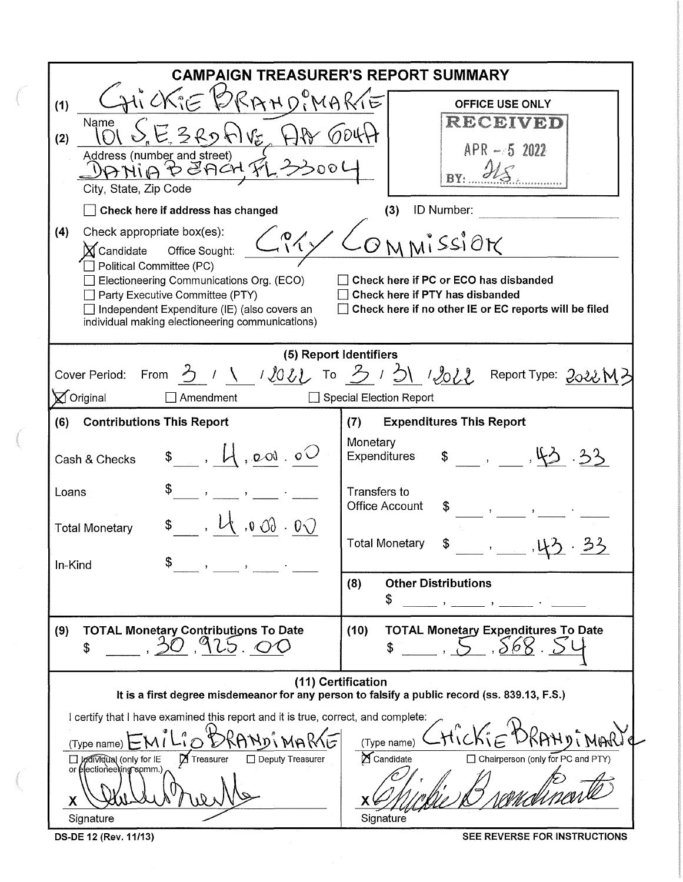# CAMPAIGN TREASURER'S REPORT SUMMARY

(1) CHICKIE BRANDIMARTE
Name

(2) 101 S.E. 3RD AVE. APT 604A
Address (number and street)
DANIA BEACH, FL 33004
City, State, Zip Code

☐ Check here if address has changed

**OFFICE USE ONLY**
RECEIVED
APR - 5 2022
BY: JLS

(3) ID Number:

(4) Check appropriate box(es):

☒ Candidate Office Sought: CITY COMMISSION
☐ Political Committee (PC)
☐ Electioneering Communications Org. (ECO)
☐ Party Executive Committee (PTY)
☐ Independent Expenditure (IE) (also covers an individual making electioneering communications)

☐ **Check here if PC or ECO has disbanded**
☐ **Check here if PTY has disbanded**
☐ **Check here if no other IE or EC reports will be filed**

## (5) Report Identifiers

Cover Period: From 3 / 1 / 2022 To 3 / 31 / 2022 Report Type: 2022M3

☒ Original ☐ Amendment ☐ Special Election Report

| (6) Contributions This Report | | (7) Expenditures This Report | |
|---|---|---|---|
| Cash & Checks | $ 4,000.00 | Monetary Expenditures | $ 43.33 |
| Loans | $ | Transfers to Office Account | $ |
| Total Monetary | $ 4,000.00 | Total Monetary | $ 43.33 |
| In-Kind | $ | (8) Other Distributions | $ |

| (9) TOTAL Monetary Contributions To Date | (10) TOTAL Monetary Expenditures To Date |
|---|---|
| $ 30,925.00 | $ 5,568.54 |

## (11) Certification

**It is a first degree misdemeanor for any person to falsify a public record (ss. 839.13, F.S.)**

I certify that I have examined this report and it is true, correct, and complete:

(Type name) EMILIO BRANDIMARTE
☐ Individual (only for IE or electioneering comm.) ☒ Treasurer ☐ Deputy Treasurer
X [signature]
Signature

(Type name) CHICKIE BRANDIMARTE
☒ Candidate ☐ Chairperson (only for PC and PTY)
X [signature]
Signature

DS-DE 12 (Rev. 11/13) **SEE REVERSE FOR INSTRUCTIONS**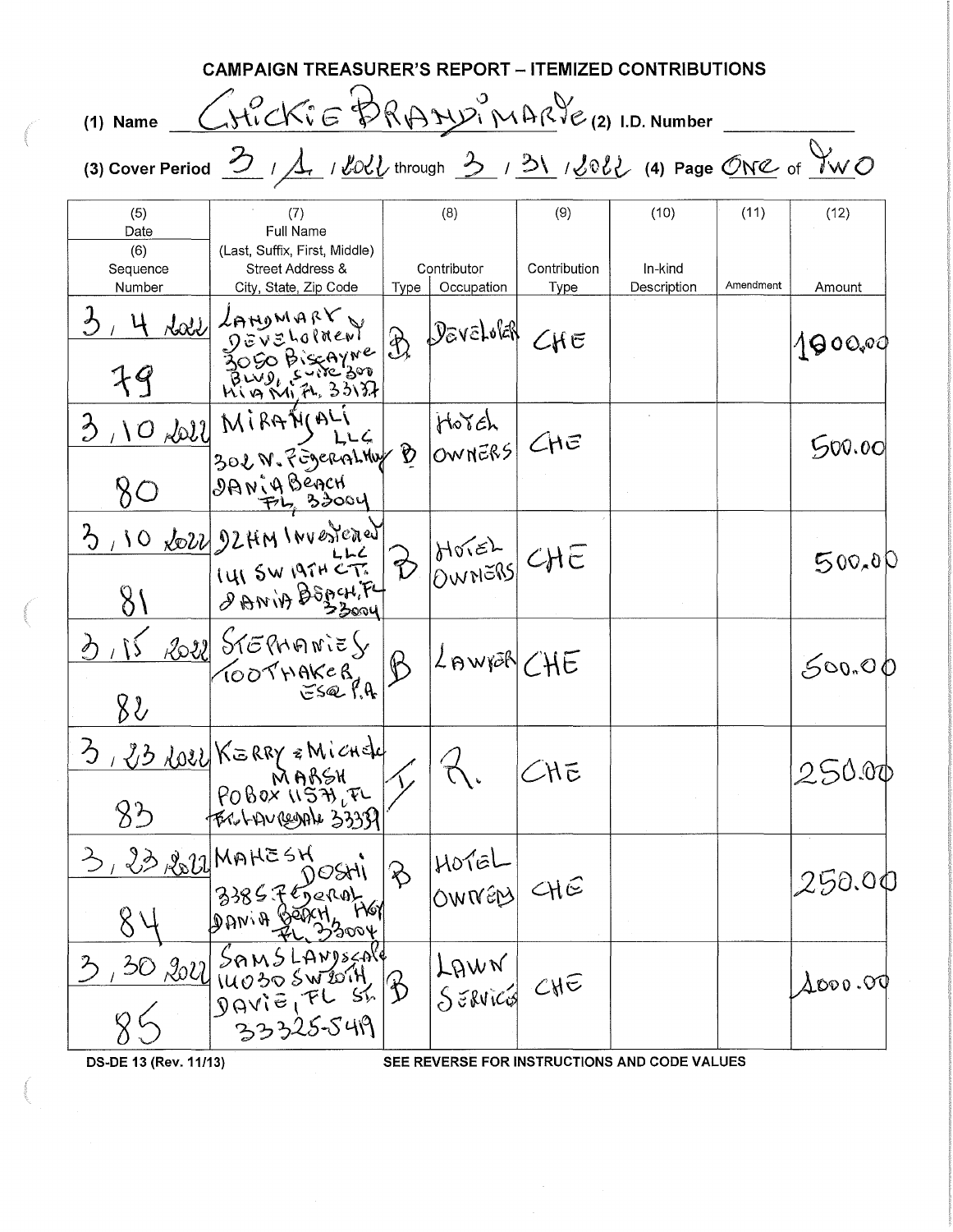## CAMPAIGN TREASURER'S REPORT – ITEMIZED CONTRIBUTIONS

(1) Name CHICKIE BRANDIMARTE (2) I.D. Number

(3) Cover Period 3 / 1 / 2022 through 3 / 31 / 2022 (4) Page ONE of TWO

| (5) Date (6) Sequence Number | (7) Full Name (Last, Suffix, First, Middle) Street Address & City, State, Zip Code | (8) Contributor Type | Occupation | (9) Contribution Type | (10) In-kind Description | (11) Amendment | (12) Amount |
|---|---|---|---|---|---|---|---|
| 3, 4 2022 79 | LANDMARK DEVELOPMENT 3050 BISCAYNE BLVD, SUITE 300 MIAMI, FL 33137 | B | DEVELOPER | CHE | | | 1000.00 |
| 3, 10 2022 80 | MIRANCALI LLC 302 N. FEDERAL HWY DANIA BEACH FL 33004 | B | HOTEL OWNERS | CHE | | | 500.00 |
| 3, 10 2022 81 | D2HM INVESTMENT LLC 141 SW 19TH CT. DANIA BEACH, FL 33004 | B | HOTEL OWNERS | CHE | | | 500.00 |
| 3, 15 2022 82 | STEPHANIE S TOOTHAKER ESQ P.A. | B | LAWYER | CHE | | | 500.00 |
| 3, 23 2022 83 | KERRY & MICHELE MARSH PO BOX 11537, FL FT. LAUDERDALE 33339 | I | R. | CHE | | | 250.00 |
| 3, 23 2022 84 | MAHESH DOSHI 3385 FEDERAL HGY DANIA BEACH, FL 33004 | B | HOTEL OWNER | CHE | | | 250.00 |
| 3, 30 2022 85 | SAMS LANDSCAPE 14030 SW 20TH ST DAVIE, FL 33325-5419 | B | LAWN SERVICE | CHE | | | 1000.00 |

DS-DE 13 (Rev. 11/13) SEE REVERSE FOR INSTRUCTIONS AND CODE VALUES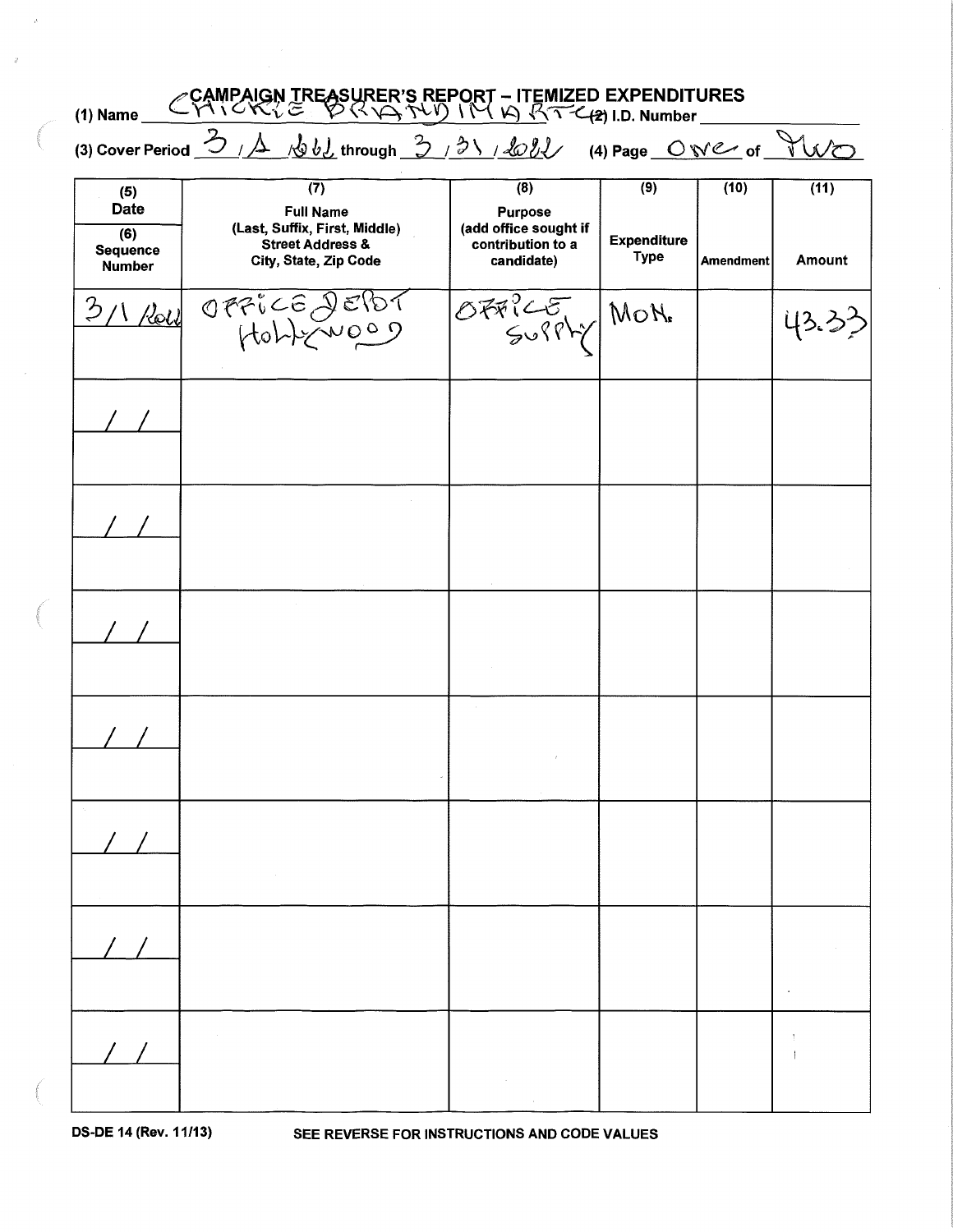# CAMPAIGN TREASURER'S REPORT – ITEMIZED EXPENDITURES

(1) Name CHICKIE BRANDIMARTE (2) I.D. Number

(3) Cover Period 3 / 1 / 2022 through 3 / 31 / 2022 (4) Page One of Two

| (5) Date / (6) Sequence Number | (7) Full Name (Last, Suffix, First, Middle) Street Address & City, State, Zip Code | (8) Purpose (add office sought if contribution to a candidate) | (9) Expenditure Type | (10) Amendment | (11) Amount |
|---|---|---|---|---|---|
| 3/1/2022 | OFFICE DEPOT Hollywood | OFFICE Supply | MON. | | 43.33 |
| / / | | | | | |
| / / | | | | | |
| / / | | | | | |
| / / | | | | | |
| / / | | | | | |
| / / | | | | | |
| / / | | | | | |

DS-DE 14 (Rev. 11/13) SEE REVERSE FOR INSTRUCTIONS AND CODE VALUES